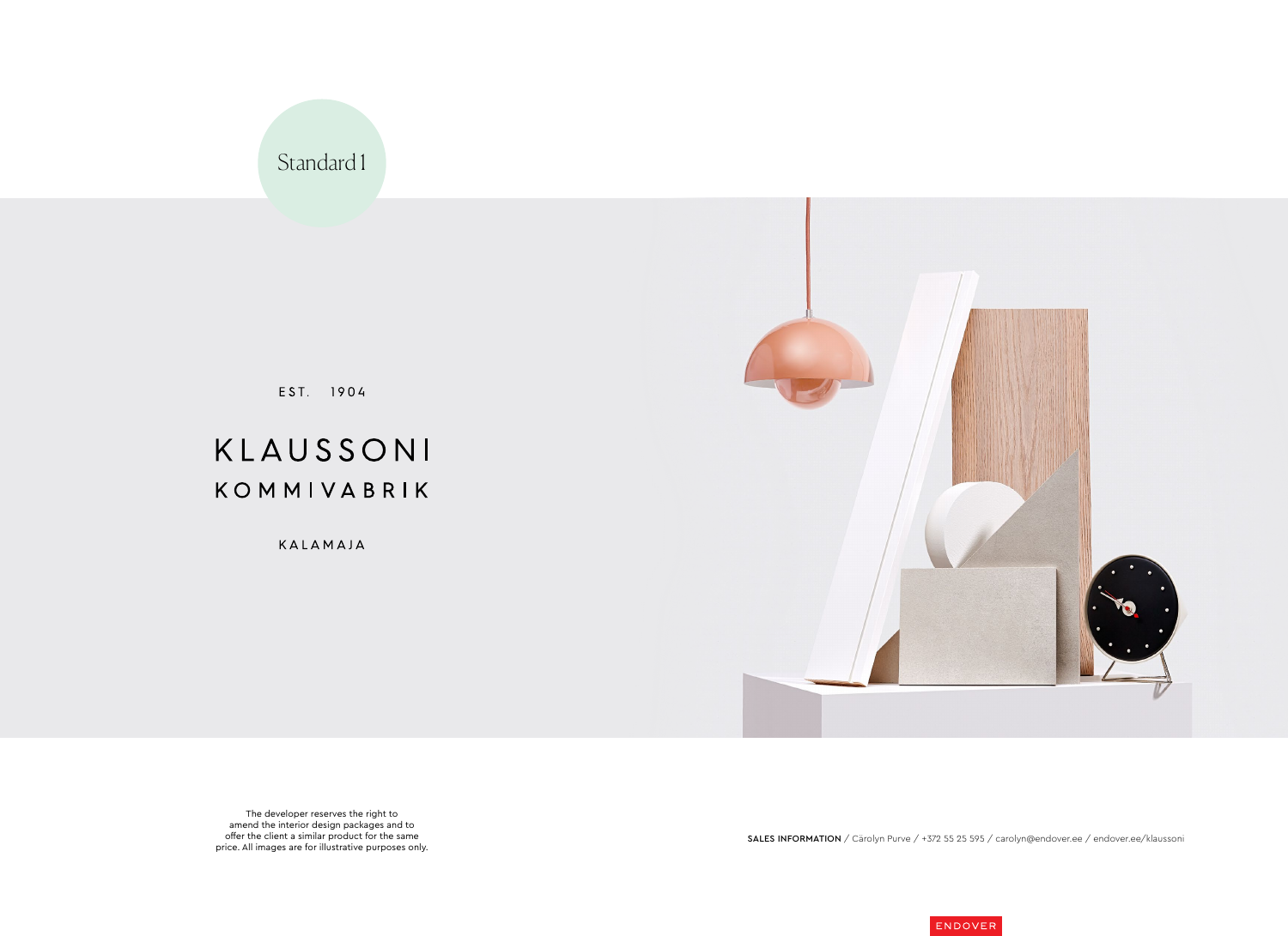Standard 1

EST. 1904

# KLAUSSONI

## KOMMIVABRIK

KALAMAJA

The developer reserves the right to amend the interior design packages and to offer the client a similar product for the same price. All images are for illustrative purposes only.

**SALES INFORMATION** / Cärolyn Purve / +372 55 25 595 / carolyn@endover.ee / endover.ee/klaussoni

ENDOVER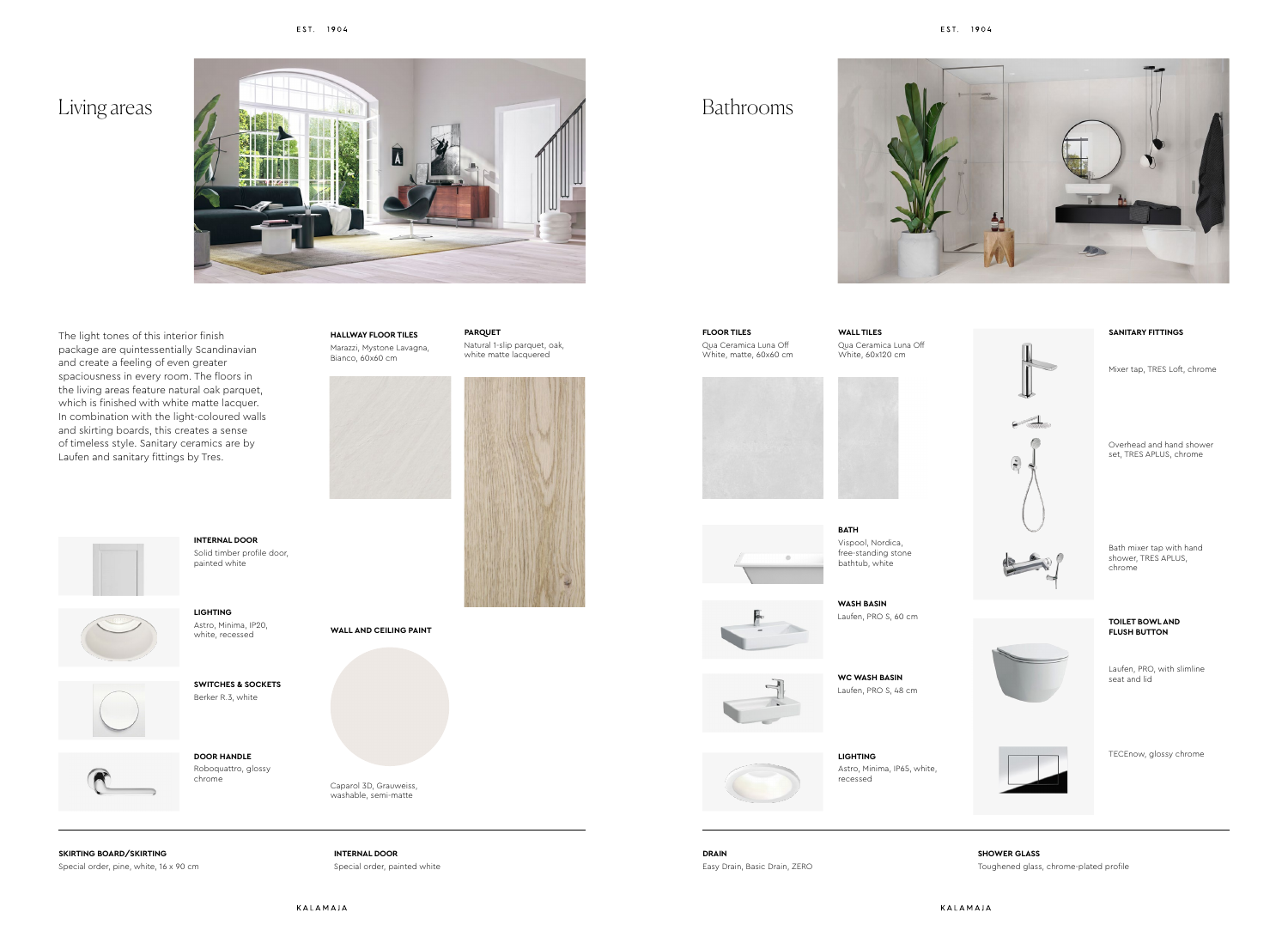## Living areas

The light tones of this interior finish package are quintessentially Scandinavian and create a feeling of even greater spaciousness in every room. The floors in the living areas feature natural oak parquet, which is finished with white matte lacquer. In combination with the light-coloured walls and skirting boards, this creates a sense of timeless style. Sanitary ceramics are by Laufen and sanitary fittings by Tres.

**HALLWAY FLOOR TILES**
Marazzi, Mystone Lavagna, Bianco, 60x60 cm

**PARQUET**
Natural 1-slip parquet, oak, white matte lacquered

**INTERNAL DOOR**
Solid timber profile door, painted white

**LIGHTING**
Astro, Minima, IP20, white, recessed

**SWITCHES & SOCKETS**
Berker R.3, white

**DOOR HANDLE**
Roboquattro, glossy chrome

**WALL AND CEILING PAINT**
Caparol 3D, Grauweiss, washable, semi-matte

**SKIRTING BOARD/SKIRTING**
Special order, pine, white, 16 x 90 cm

**INTERNAL DOOR**
Special order, painted white

## Bathrooms

**FLOOR TILES**
Qua Ceramica Luna Off White, matte, 60x60 cm

**WALL TILES**
Qua Ceramica Luna Off White, 60x120 cm

**BATH**
Vispool, Nordica, free-standing stone bathtub, white

**WASH BASIN**
Laufen, PRO S, 60 cm

**WC WASH BASIN**
Laufen, PRO S, 48 cm

**LIGHTING**
Astro, Minima, IP65, white, recessed

**SANITARY FITTINGS**

Mixer tap, TRES Loft, chrome

Overhead and hand shower set, TRES APLUS, chrome

Bath mixer tap with hand shower, TRES APLUS, chrome

**TOILET BOWL AND FLUSH BUTTON**

Laufen, PRO, with slimline seat and lid

TECEnow, glossy chrome

**DRAIN**
Easy Drain, Basic Drain, ZERO

**SHOWER GLASS**
Toughened glass, chrome-plated profile